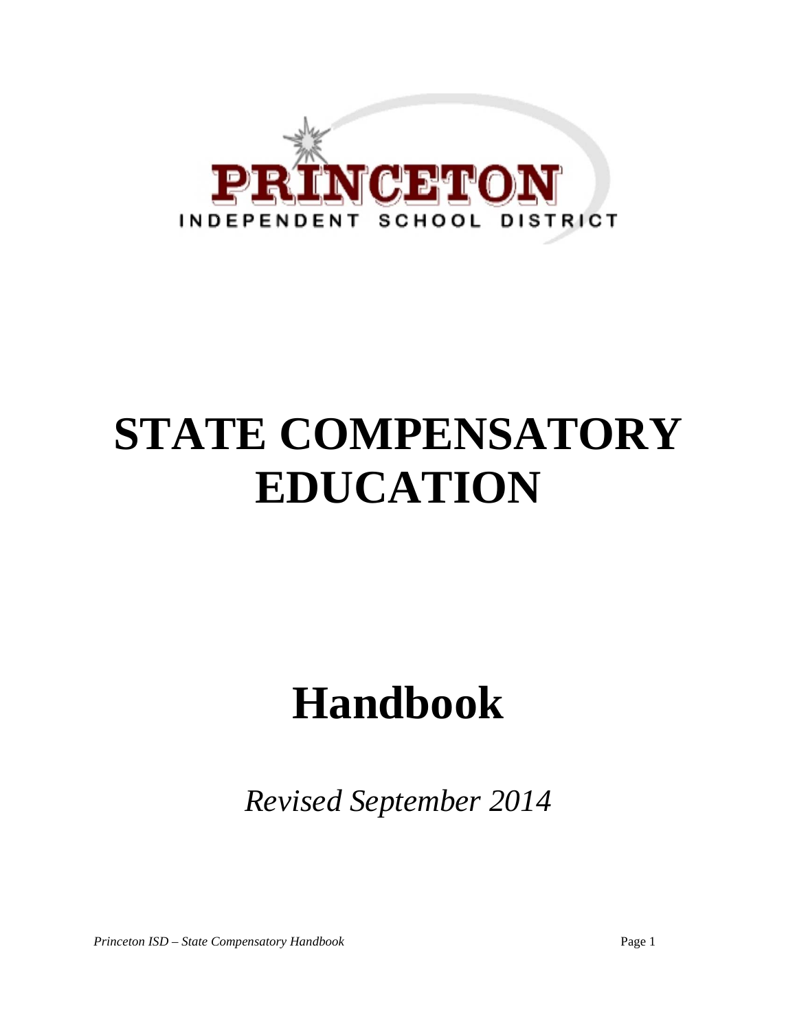PRINCETON

INDEPENDENT SCHOOL DISTRICT

# STATE COMPENSATORY EDUCATION

# Handbook

*Revised September 2014*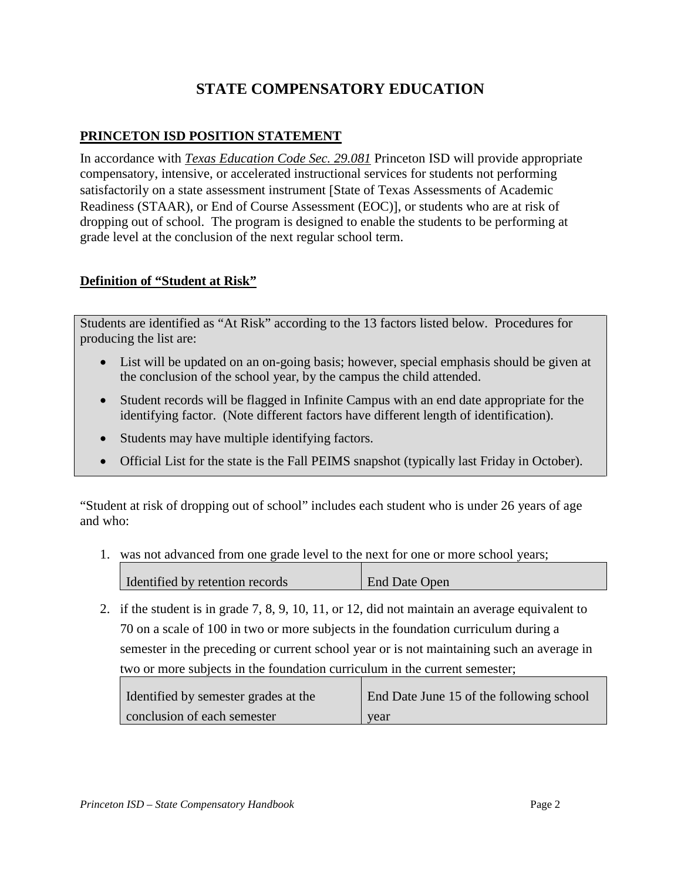# STATE COMPENSATORY EDUCATION

## PRINCETON ISD POSITION STATEMENT

In accordance with ***Texas Education Code Sec. 29.081*** Princeton ISD will provide appropriate compensatory, intensive, or accelerated instructional services for students not performing satisfactorily on a state assessment instrument [State of Texas Assessments of Academic Readiness (STAAR), or End of Course Assessment (EOC)], or students who are at risk of dropping out of school. The program is designed to enable the students to be performing at grade level at the conclusion of the next regular school term.

## Definition of "Student at Risk"

Students are identified as "At Risk" according to the 13 factors listed below. Procedures for producing the list are:

- List will be updated on an on-going basis; however, special emphasis should be given at the conclusion of the school year, by the campus the child attended.
- Student records will be flagged in Infinite Campus with an end date appropriate for the identifying factor. (Note different factors have different length of identification).
- Students may have multiple identifying factors.
- Official List for the state is the Fall PEIMS snapshot (typically last Friday in October).

"Student at risk of dropping out of school" includes each student who is under 26 years of age and who:

1. was not advanced from one grade level to the next for one or more school years;

| Identified by retention records | End Date Open |
|---|---|

2. if the student is in grade 7, 8, 9, 10, 11, or 12, did not maintain an average equivalent to 70 on a scale of 100 in two or more subjects in the foundation curriculum during a semester in the preceding or current school year or is not maintaining such an average in two or more subjects in the foundation curriculum in the current semester;

| Identified by semester grades at the conclusion of each semester | End Date June 15 of the following school year |
|---|---|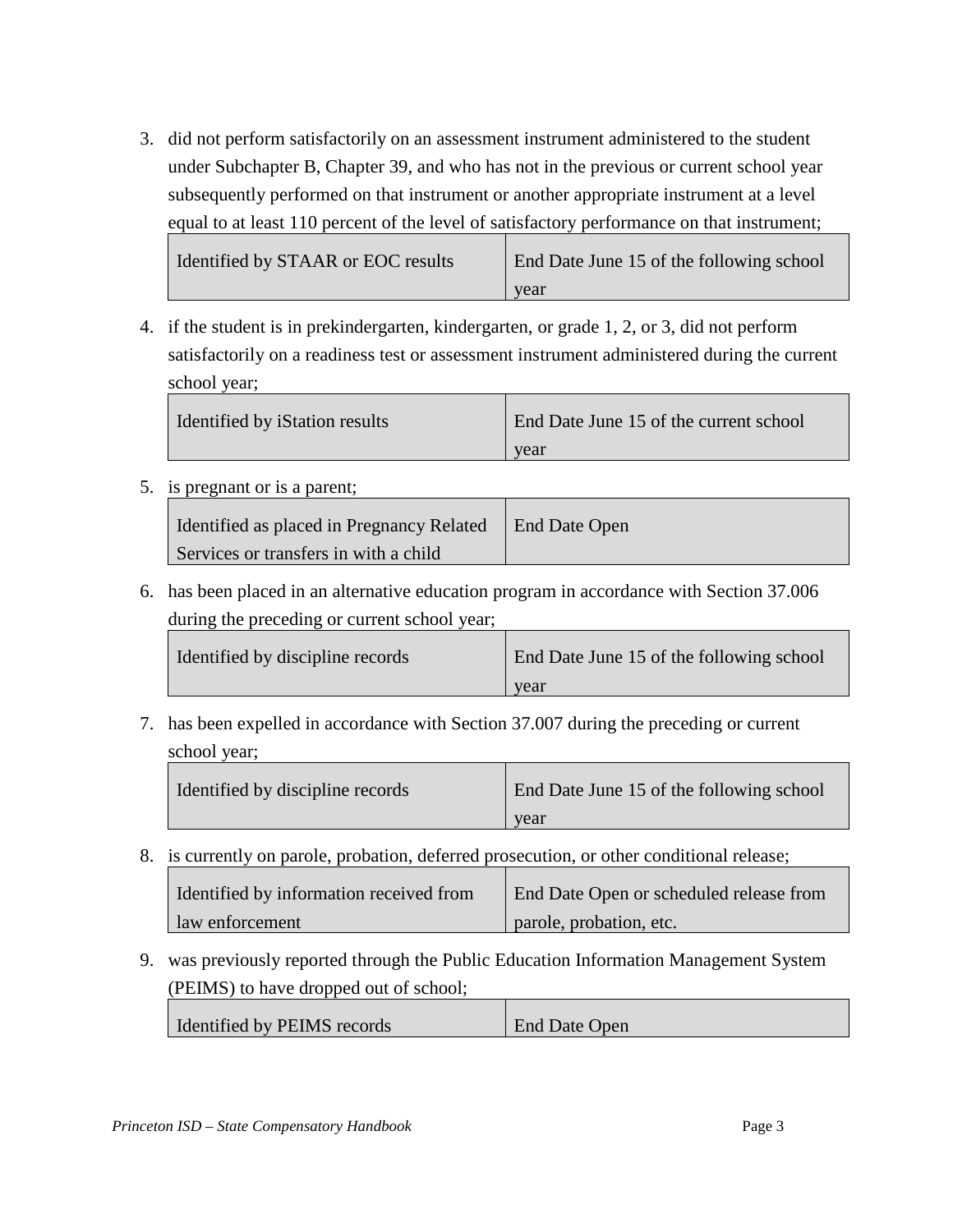3. did not perform satisfactorily on an assessment instrument administered to the student under Subchapter B, Chapter 39, and who has not in the previous or current school year subsequently performed on that instrument or another appropriate instrument at a level equal to at least 110 percent of the level of satisfactory performance on that instrument;

| Identified by STAAR or EOC results | End Date June 15 of the following school year |
|---|---|

4. if the student is in prekindergarten, kindergarten, or grade 1, 2, or 3, did not perform satisfactorily on a readiness test or assessment instrument administered during the current school year;

| Identified by iStation results | End Date June 15 of the current school year |
|---|---|

5. is pregnant or is a parent;

| Identified as placed in Pregnancy Related Services or transfers in with a child | End Date Open |
|---|---|

6. has been placed in an alternative education program in accordance with Section 37.006 during the preceding or current school year;

| Identified by discipline records | End Date June 15 of the following school year |
|---|---|

7. has been expelled in accordance with Section 37.007 during the preceding or current school year;

| Identified by discipline records | End Date June 15 of the following school year |
|---|---|

8. is currently on parole, probation, deferred prosecution, or other conditional release;

| Identified by information received from law enforcement | End Date Open or scheduled release from parole, probation, etc. |
|---|---|

9. was previously reported through the Public Education Information Management System (PEIMS) to have dropped out of school;

| Identified by PEIMS records | End Date Open |
|---|---|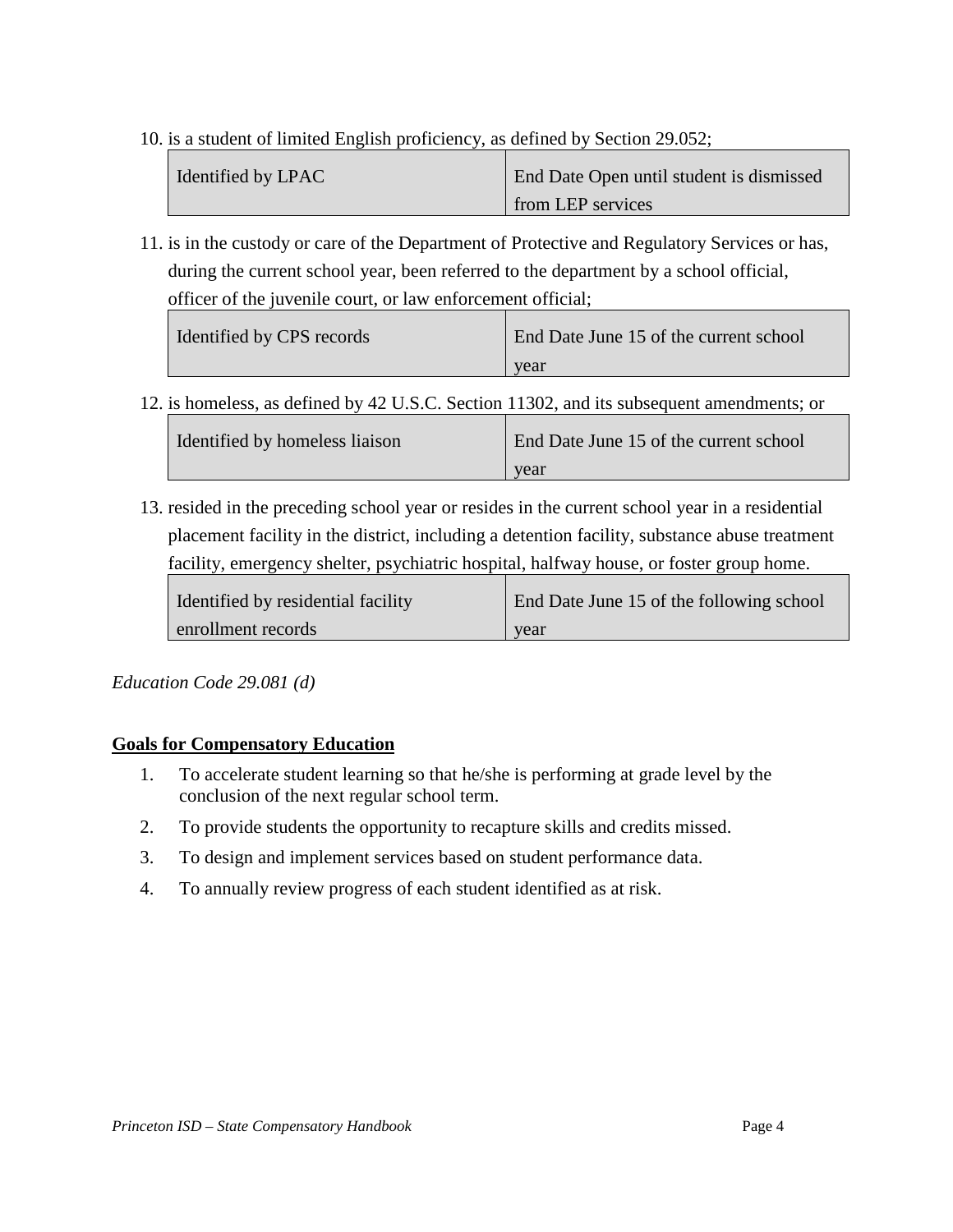10. is a student of limited English proficiency, as defined by Section 29.052;

| Identified by LPAC | End Date Open until student is dismissed from LEP services |
|---|---|

11. is in the custody or care of the Department of Protective and Regulatory Services or has, during the current school year, been referred to the department by a school official, officer of the juvenile court, or law enforcement official;

| Identified by CPS records | End Date June 15 of the current school year |
|---|---|

12. is homeless, as defined by 42 U.S.C. Section 11302, and its subsequent amendments; or

| Identified by homeless liaison | End Date June 15 of the current school year |
|---|---|

13. resided in the preceding school year or resides in the current school year in a residential placement facility in the district, including a detention facility, substance abuse treatment facility, emergency shelter, psychiatric hospital, halfway house, or foster group home.

| Identified by residential facility enrollment records | End Date June 15 of the following school year |
|---|---|

*Education Code 29.081 (d)*

**<u>Goals for Compensatory Education</u>**

1. To accelerate student learning so that he/she is performing at grade level by the conclusion of the next regular school term.
2. To provide students the opportunity to recapture skills and credits missed.
3. To design and implement services based on student performance data.
4. To annually review progress of each student identified as at risk.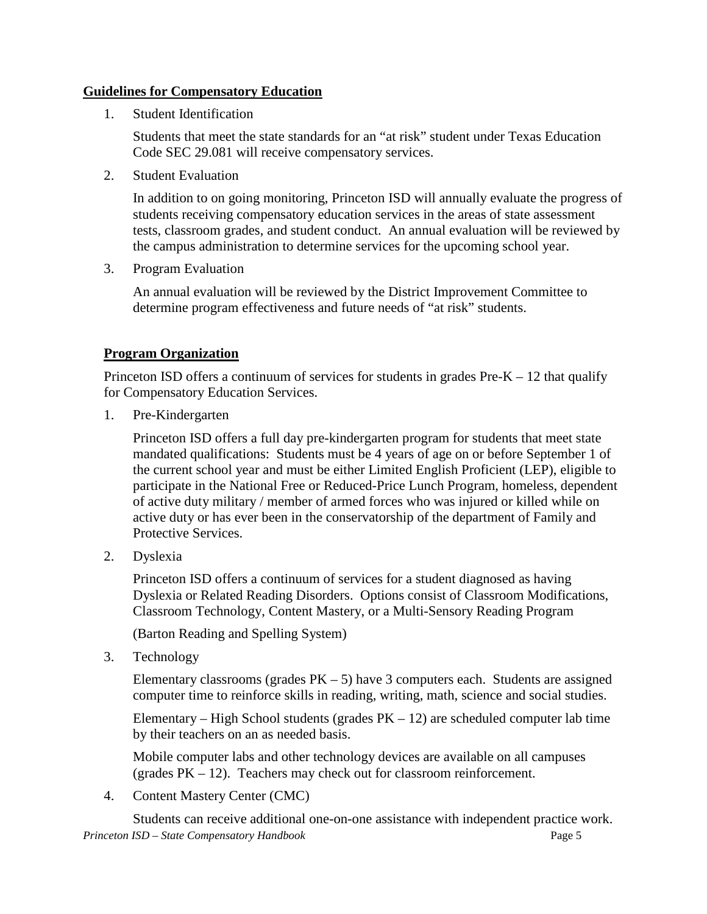**Guidelines for Compensatory Education**

1. Student Identification

   Students that meet the state standards for an "at risk" student under Texas Education Code SEC 29.081 will receive compensatory services.

2. Student Evaluation

   In addition to on going monitoring, Princeton ISD will annually evaluate the progress of students receiving compensatory education services in the areas of state assessment tests, classroom grades, and student conduct. An annual evaluation will be reviewed by the campus administration to determine services for the upcoming school year.

3. Program Evaluation

   An annual evaluation will be reviewed by the District Improvement Committee to determine program effectiveness and future needs of "at risk" students.

**Program Organization**

Princeton ISD offers a continuum of services for students in grades Pre-K – 12 that qualify for Compensatory Education Services.

1. Pre-Kindergarten

   Princeton ISD offers a full day pre-kindergarten program for students that meet state mandated qualifications: Students must be 4 years of age on or before September 1 of the current school year and must be either Limited English Proficient (LEP), eligible to participate in the National Free or Reduced-Price Lunch Program, homeless, dependent of active duty military / member of armed forces who was injured or killed while on active duty or has ever been in the conservatorship of the department of Family and Protective Services.

2. Dyslexia

   Princeton ISD offers a continuum of services for a student diagnosed as having Dyslexia or Related Reading Disorders. Options consist of Classroom Modifications, Classroom Technology, Content Mastery, or a Multi-Sensory Reading Program

   (Barton Reading and Spelling System)

3. Technology

   Elementary classrooms (grades PK – 5) have 3 computers each. Students are assigned computer time to reinforce skills in reading, writing, math, science and social studies.

   Elementary – High School students (grades PK – 12) are scheduled computer lab time by their teachers on an as needed basis.

   Mobile computer labs and other technology devices are available on all campuses (grades PK – 12). Teachers may check out for classroom reinforcement.

4. Content Mastery Center (CMC)

   Students can receive additional one-on-one assistance with independent practice work.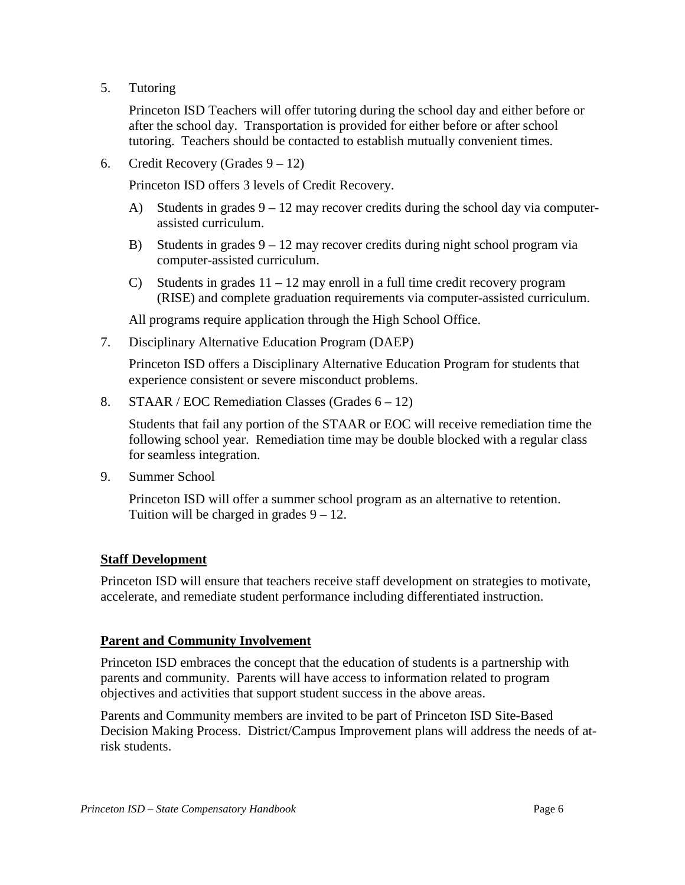5. Tutoring

   Princeton ISD Teachers will offer tutoring during the school day and either before or after the school day. Transportation is provided for either before or after school tutoring. Teachers should be contacted to establish mutually convenient times.

6. Credit Recovery (Grades 9 – 12)

   Princeton ISD offers 3 levels of Credit Recovery.

   A) Students in grades 9 – 12 may recover credits during the school day via computer-assisted curriculum.

   B) Students in grades 9 – 12 may recover credits during night school program via computer-assisted curriculum.

   C) Students in grades 11 – 12 may enroll in a full time credit recovery program (RISE) and complete graduation requirements via computer-assisted curriculum.

   All programs require application through the High School Office.

7. Disciplinary Alternative Education Program (DAEP)

   Princeton ISD offers a Disciplinary Alternative Education Program for students that experience consistent or severe misconduct problems.

8. STAAR / EOC Remediation Classes (Grades 6 – 12)

   Students that fail any portion of the STAAR or EOC will receive remediation time the following school year. Remediation time may be double blocked with a regular class for seamless integration.

9. Summer School

   Princeton ISD will offer a summer school program as an alternative to retention. Tuition will be charged in grades 9 – 12.

## Staff Development

Princeton ISD will ensure that teachers receive staff development on strategies to motivate, accelerate, and remediate student performance including differentiated instruction.

## Parent and Community Involvement

Princeton ISD embraces the concept that the education of students is a partnership with parents and community. Parents will have access to information related to program objectives and activities that support student success in the above areas.

Parents and Community members are invited to be part of Princeton ISD Site-Based Decision Making Process. District/Campus Improvement plans will address the needs of at-risk students.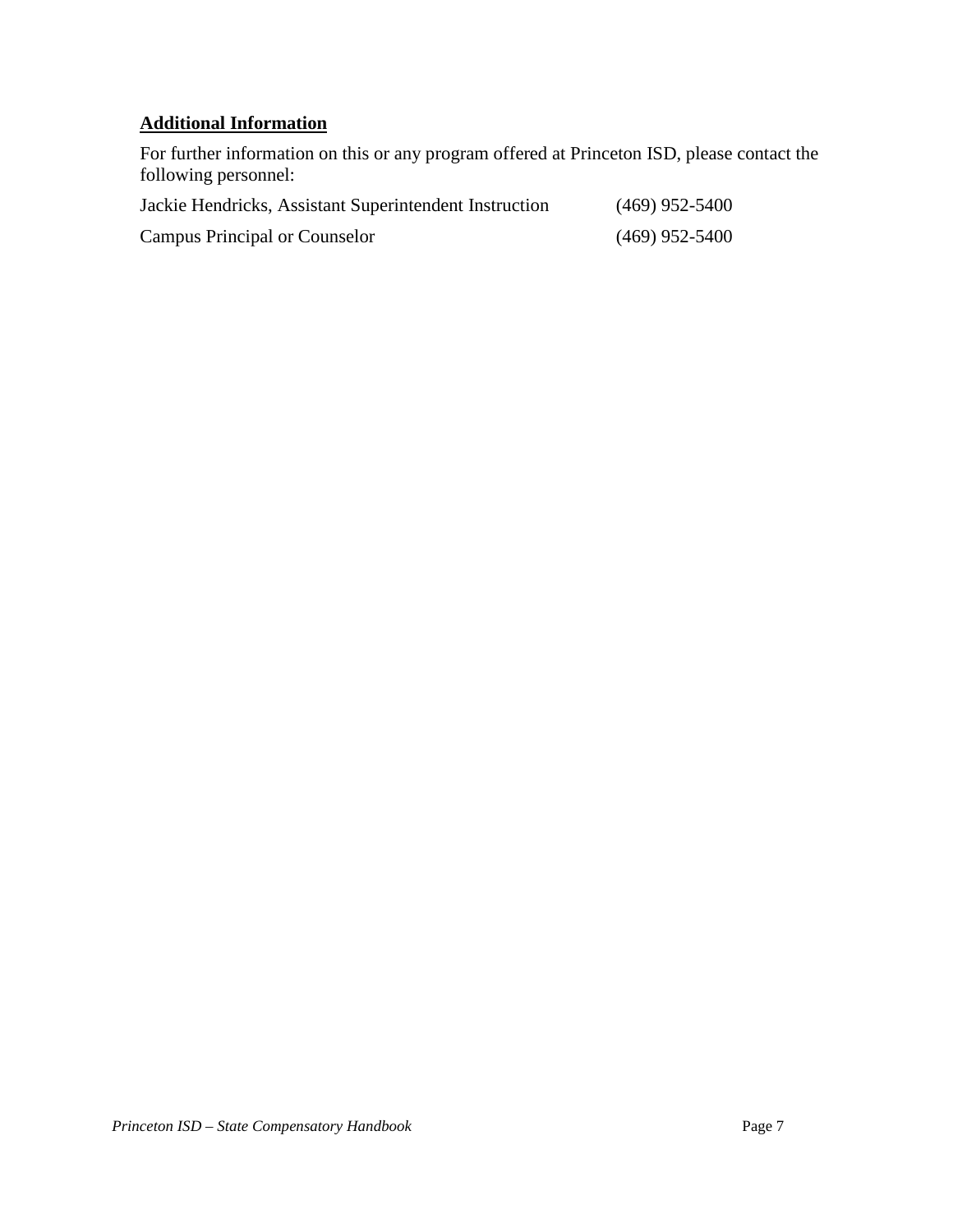**Additional Information**

For further information on this or any program offered at Princeton ISD, please contact the following personnel:

| | |
|---|---|
| Jackie Hendricks, Assistant Superintendent Instruction | (469) 952-5400 |
| Campus Principal or Counselor | (469) 952-5400 |